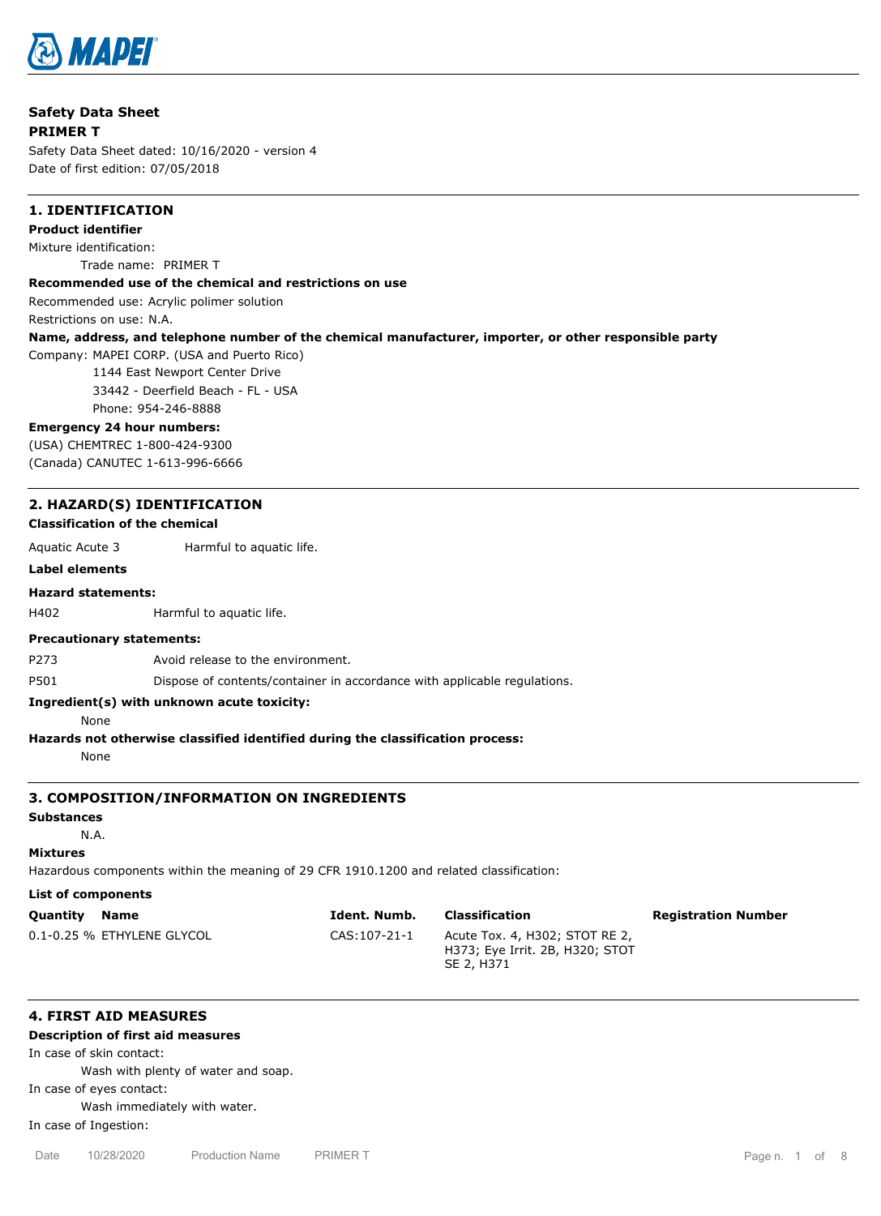# Safety Data Sheet

**PRIMER T**

Safety Data Sheet dated: 10/16/2020 - version 4

Date of first edition: 07/05/2018

## 1. IDENTIFICATION

**Product identifier**

Mixture identification:

Trade name: PRIMER T

**Recommended use of the chemical and restrictions on use**

Recommended use: Acrylic polimer solution

Restrictions on use: N.A.

**Name, address, and telephone number of the chemical manufacturer, importer, or other responsible party**

Company: MAPEI CORP. (USA and Puerto Rico)
1144 East Newport Center Drive
33442 - Deerfield Beach - FL - USA
Phone: 954-246-8888

**Emergency 24 hour numbers:**

(USA) CHEMTREC 1-800-424-9300

(Canada) CANUTEC 1-613-996-6666

## 2. HAZARD(S) IDENTIFICATION

**Classification of the chemical**

Aquatic Acute 3 Harmful to aquatic life.

**Label elements**

**Hazard statements:**

H402 Harmful to aquatic life.

**Precautionary statements:**

P273 Avoid release to the environment.

P501 Dispose of contents/container in accordance with applicable regulations.

**Ingredient(s) with unknown acute toxicity:**

None

**Hazards not otherwise classified identified during the classification process:**

None

## 3. COMPOSITION/INFORMATION ON INGREDIENTS

**Substances**

N.A.

**Mixtures**

Hazardous components within the meaning of 29 CFR 1910.1200 and related classification:

**List of components**

| Quantity | Name | Ident. Numb. | Classification | Registration Number |
|---|---|---|---|---|
| 0.1-0.25 % | ETHYLENE GLYCOL | CAS:107-21-1 | Acute Tox. 4, H302; STOT RE 2, H373; Eye Irrit. 2B, H320; STOT SE 2, H371 | |

## 4. FIRST AID MEASURES

**Description of first aid measures**

In case of skin contact:

Wash with plenty of water and soap.

In case of eyes contact:

Wash immediately with water.

In case of Ingestion: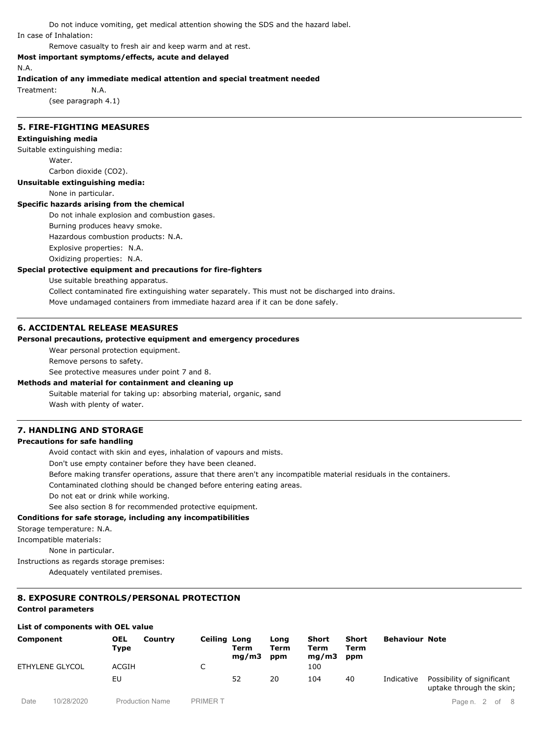Do not induce vomiting, get medical attention showing the SDS and the hazard label.

In case of Inhalation:

Remove casualty to fresh air and keep warm and at rest.

**Most important symptoms/effects, acute and delayed**

N.A.

**Indication of any immediate medical attention and special treatment needed**

Treatment: N.A.

(see paragraph 4.1)

## 5. FIRE-FIGHTING MEASURES

**Extinguishing media**

Suitable extinguishing media:

Water.

Carbon dioxide ($CO_2$).

**Unsuitable extinguishing media:**

None in particular.

**Specific hazards arising from the chemical**

Do not inhale explosion and combustion gases.

Burning produces heavy smoke.

Hazardous combustion products: N.A.

Explosive properties: N.A.

Oxidizing properties: N.A.

**Special protective equipment and precautions for fire-fighters**

Use suitable breathing apparatus.

Collect contaminated fire extinguishing water separately. This must not be discharged into drains.

Move undamaged containers from immediate hazard area if it can be done safely.

## 6. ACCIDENTAL RELEASE MEASURES

**Personal precautions, protective equipment and emergency procedures**

Wear personal protection equipment.

Remove persons to safety.

See protective measures under point 7 and 8.

**Methods and material for containment and cleaning up**

Suitable material for taking up: absorbing material, organic, sand

Wash with plenty of water.

## 7. HANDLING AND STORAGE

**Precautions for safe handling**

Avoid contact with skin and eyes, inhalation of vapours and mists.

Don't use empty container before they have been cleaned.

Before making transfer operations, assure that there aren't any incompatible material residuals in the containers.

Contaminated clothing should be changed before entering eating areas.

Do not eat or drink while working.

See also section 8 for recommended protective equipment.

**Conditions for safe storage, including any incompatibilities**

Storage temperature: N.A.

Incompatible materials:

None in particular.

Instructions as regards storage premises:

Adequately ventilated premises.

## 8. EXPOSURE CONTROLS/PERSONAL PROTECTION

**Control parameters**

**List of components with OEL value**

| Component | OEL Type | Country | Ceiling | Long Term mg/m3 | Long Term ppm | Short Term mg/m3 | Short Term ppm | Behaviour | Note |
|---|---|---|---|---|---|---|---|---|---|
| ETHYLENE GLYCOL | ACGIH | | C | | | 100 | | | |
| | EU | | | 52 | 20 | 104 | 40 | Indicative | Possibility of significant uptake through the skin; |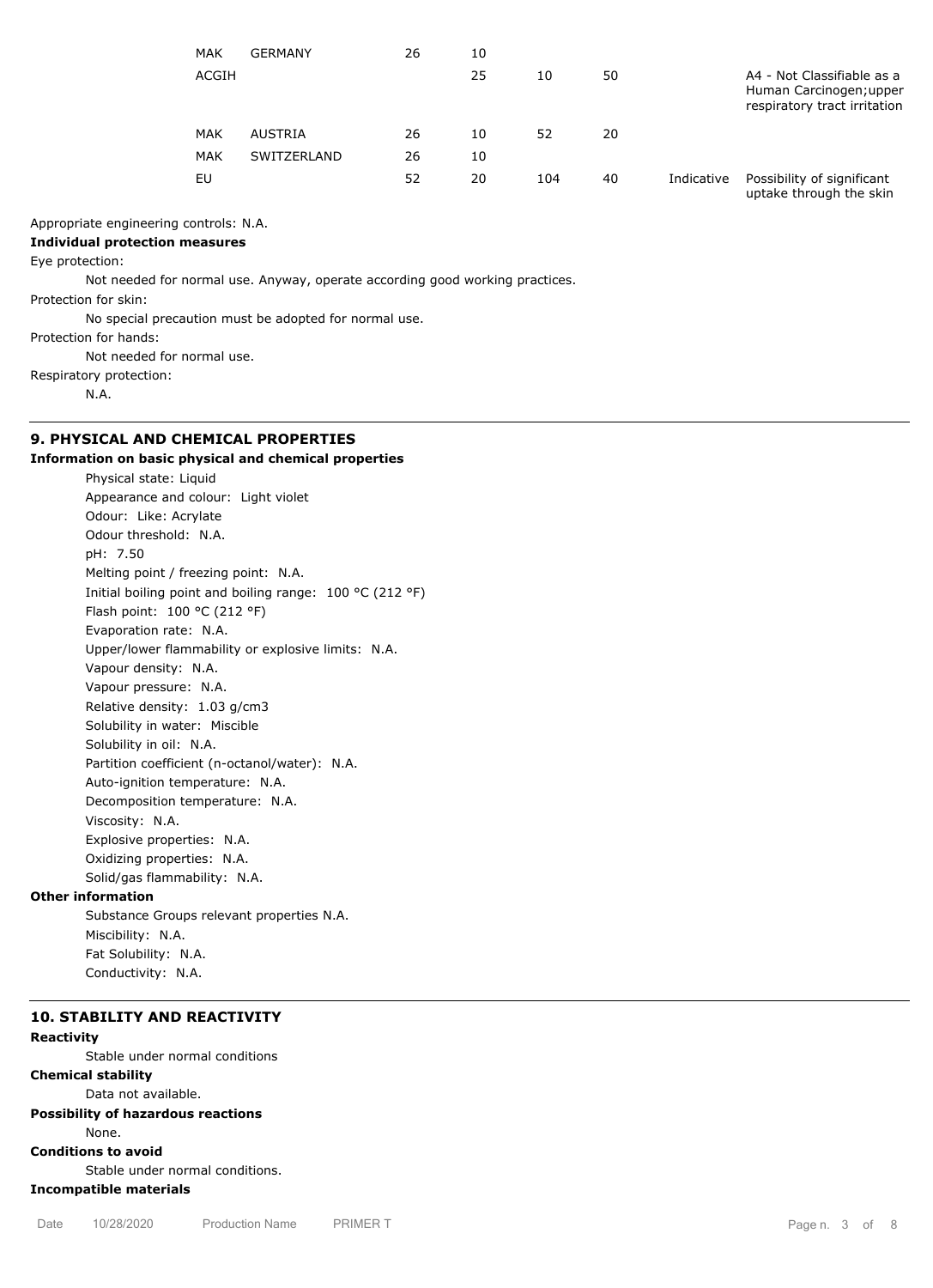| | | | | | | | |
|---|---|---|---|---|---|---|---|
| MAK | GERMANY | 26 | 10 | | | | |
| ACGIH | | | 25 | 10 | 50 | | A4 - Not Classifiable as a Human Carcinogen;upper respiratory tract irritation |
| MAK | AUSTRIA | 26 | 10 | 52 | 20 | | |
| MAK | SWITZERLAND | 26 | 10 | | | | |
| EU | | 52 | 20 | 104 | 40 | Indicative | Possibility of significant uptake through the skin |

Appropriate engineering controls: N.A.

**Individual protection measures**

Eye protection:

Not needed for normal use. Anyway, operate according good working practices.

Protection for skin:

No special precaution must be adopted for normal use.

Protection for hands:

Not needed for normal use.

Respiratory protection:

N.A.

## 9. PHYSICAL AND CHEMICAL PROPERTIES

**Information on basic physical and chemical properties**

Physical state: Liquid
Appearance and colour: Light violet
Odour: Like: Acrylate
Odour threshold: N.A.
pH: 7.50
Melting point / freezing point: N.A.
Initial boiling point and boiling range: 100 °C (212 °F)
Flash point: 100 °C (212 °F)
Evaporation rate: N.A.
Upper/lower flammability or explosive limits: N.A.
Vapour density: N.A.
Vapour pressure: N.A.
Relative density: 1.03 g/cm3
Solubility in water: Miscible
Solubility in oil: N.A.
Partition coefficient (n-octanol/water): N.A.
Auto-ignition temperature: N.A.
Decomposition temperature: N.A.
Viscosity: N.A.
Explosive properties: N.A.
Oxidizing properties: N.A.
Solid/gas flammability: N.A.

**Other information**

Substance Groups relevant properties N.A.
Miscibility: N.A.
Fat Solubility: N.A.
Conductivity: N.A.

## 10. STABILITY AND REACTIVITY

**Reactivity**

Stable under normal conditions

**Chemical stability**

Data not available.

**Possibility of hazardous reactions**

None.

**Conditions to avoid**

Stable under normal conditions.

**Incompatible materials**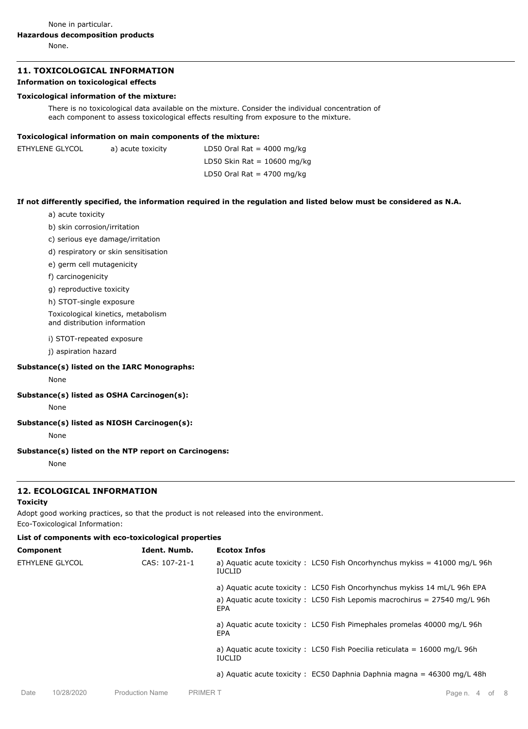None in particular.

**Hazardous decomposition products**

None.

## 11. TOXICOLOGICAL INFORMATION

**Information on toxicological effects**

**Toxicological information of the mixture:**

There is no toxicological data available on the mixture. Consider the individual concentration of each component to assess toxicological effects resulting from exposure to the mixture.

**Toxicological information on main components of the mixture:**

| | | |
|---|---|---|
| ETHYLENE GLYCOL | a) acute toxicity | LD50 Oral Rat = 4000 mg/kg |
| | | LD50 Skin Rat = 10600 mg/kg |
| | | LD50 Oral Rat = 4700 mg/kg |

**If not differently specified, the information required in the regulation and listed below must be considered as N.A.**

a) acute toxicity

b) skin corrosion/irritation

c) serious eye damage/irritation

d) respiratory or skin sensitisation

e) germ cell mutagenicity

f) carcinogenicity

g) reproductive toxicity

h) STOT-single exposure

Toxicological kinetics, metabolism and distribution information

i) STOT-repeated exposure

j) aspiration hazard

**Substance(s) listed on the IARC Monographs:**

None

**Substance(s) listed as OSHA Carcinogen(s):**

None

**Substance(s) listed as NIOSH Carcinogen(s):**

None

**Substance(s) listed on the NTP report on Carcinogens:**

None

## 12. ECOLOGICAL INFORMATION

**Toxicity**

Adopt good working practices, so that the product is not released into the environment.

Eco-Toxicological Information:

**List of components with eco-toxicological properties**

| Component | Ident. Numb. | Ecotox Infos |
|---|---|---|
| ETHYLENE GLYCOL | CAS: 107-21-1 | a) Aquatic acute toxicity : LC50 Fish Oncorhynchus mykiss = 41000 mg/L 96h IUCLID |
| | | a) Aquatic acute toxicity : LC50 Fish Oncorhynchus mykiss 14 mL/L 96h EPA |
| | | a) Aquatic acute toxicity : LC50 Fish Lepomis macrochirus = 27540 mg/L 96h EPA |
| | | a) Aquatic acute toxicity : LC50 Fish Pimephales promelas 40000 mg/L 96h EPA |
| | | a) Aquatic acute toxicity : LC50 Fish Poecilia reticulata = 16000 mg/L 96h IUCLID |
| | | a) Aquatic acute toxicity : EC50 Daphnia Daphnia magna = 46300 mg/L 48h |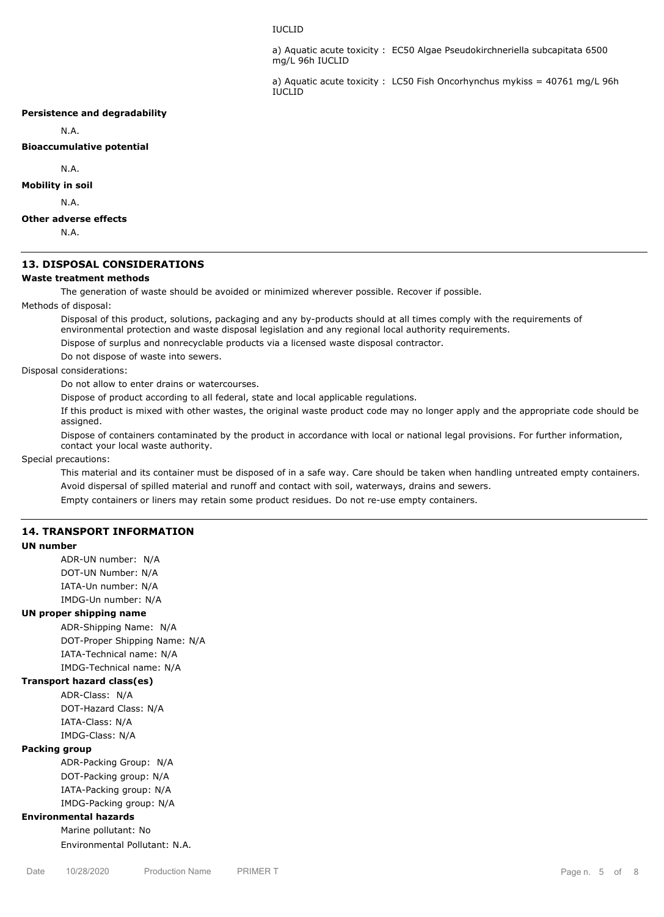IUCLID

a) Aquatic acute toxicity : EC50 Algae Pseudokirchneriella subcapitata 6500 mg/L 96h IUCLID

a) Aquatic acute toxicity : LC50 Fish Oncorhynchus mykiss = 40761 mg/L 96h IUCLID

**Persistence and degradability**

N.A.

**Bioaccumulative potential**

N.A.

**Mobility in soil**

N.A.

**Other adverse effects**

N.A.

## 13. DISPOSAL CONSIDERATIONS

**Waste treatment methods**

The generation of waste should be avoided or minimized wherever possible. Recover if possible.

Methods of disposal:

Disposal of this product, solutions, packaging and any by-products should at all times comply with the requirements of environmental protection and waste disposal legislation and any regional local authority requirements.

Dispose of surplus and nonrecyclable products via a licensed waste disposal contractor.

Do not dispose of waste into sewers.

Disposal considerations:

Do not allow to enter drains or watercourses.

Dispose of product according to all federal, state and local applicable regulations.

If this product is mixed with other wastes, the original waste product code may no longer apply and the appropriate code should be assigned.

Dispose of containers contaminated by the product in accordance with local or national legal provisions. For further information, contact your local waste authority.

Special precautions:

This material and its container must be disposed of in a safe way. Care should be taken when handling untreated empty containers.

Avoid dispersal of spilled material and runoff and contact with soil, waterways, drains and sewers.

Empty containers or liners may retain some product residues. Do not re-use empty containers.

## 14. TRANSPORT INFORMATION

**UN number**

ADR-UN number: N/A

DOT-UN Number: N/A

IATA-Un number: N/A

IMDG-Un number: N/A

**UN proper shipping name**

ADR-Shipping Name: N/A

DOT-Proper Shipping Name: N/A

IATA-Technical name: N/A

IMDG-Technical name: N/A

**Transport hazard class(es)**

ADR-Class: N/A

DOT-Hazard Class: N/A

IATA-Class: N/A

IMDG-Class: N/A

**Packing group**

ADR-Packing Group: N/A

DOT-Packing group: N/A

IATA-Packing group: N/A

IMDG-Packing group: N/A

**Environmental hazards**

Marine pollutant: No

Environmental Pollutant: N.A.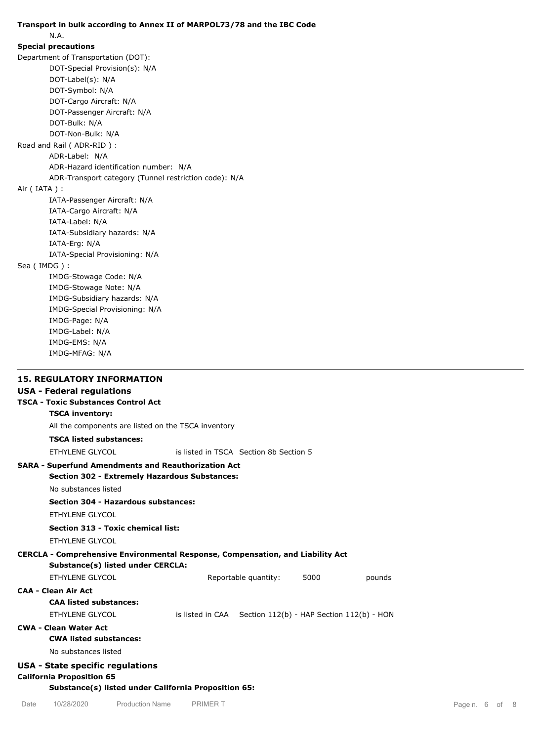**Transport in bulk according to Annex II of MARPOL73/78 and the IBC Code**

N.A.

**Special precautions**

Department of Transportation (DOT):

- DOT-Special Provision(s): N/A
- DOT-Label(s): N/A
- DOT-Symbol: N/A
- DOT-Cargo Aircraft: N/A
- DOT-Passenger Aircraft: N/A
- DOT-Bulk: N/A
- DOT-Non-Bulk: N/A

Road and Rail ( ADR-RID ) :

- ADR-Label: N/A
- ADR-Hazard identification number: N/A
- ADR-Transport category (Tunnel restriction code): N/A

Air ( IATA ) :

- IATA-Passenger Aircraft: N/A
- IATA-Cargo Aircraft: N/A
- IATA-Label: N/A
- IATA-Subsidiary hazards: N/A
- IATA-Erg: N/A
- IATA-Special Provisioning: N/A

Sea ( IMDG ) :

- IMDG-Stowage Code: N/A
- IMDG-Stowage Note: N/A
- IMDG-Subsidiary hazards: N/A
- IMDG-Special Provisioning: N/A
- IMDG-Page: N/A
- IMDG-Label: N/A
- IMDG-EMS: N/A
- IMDG-MFAG: N/A

---

## 15. REGULATORY INFORMATION

### USA - Federal regulations

**TSCA - Toxic Substances Control Act**

**TSCA inventory:**

All the components are listed on the TSCA inventory

**TSCA listed substances:**

ETHYLENE GLYCOL is listed in TSCA Section 8b Section 5

**SARA - Superfund Amendments and Reauthorization Act**

**Section 302 - Extremely Hazardous Substances:**

No substances listed

**Section 304 - Hazardous substances:**

ETHYLENE GLYCOL

**Section 313 - Toxic chemical list:**

ETHYLENE GLYCOL

**CERCLA - Comprehensive Environmental Response, Compensation, and Liability Act**

**Substance(s) listed under CERCLA:**

ETHYLENE GLYCOL Reportable quantity: 5000 pounds

**CAA - Clean Air Act**

**CAA listed substances:**

ETHYLENE GLYCOL is listed in CAA Section 112(b) - HAP Section 112(b) - HON

**CWA - Clean Water Act**

**CWA listed substances:**

No substances listed

### USA - State specific regulations

**California Proposition 65**

**Substance(s) listed under California Proposition 65:**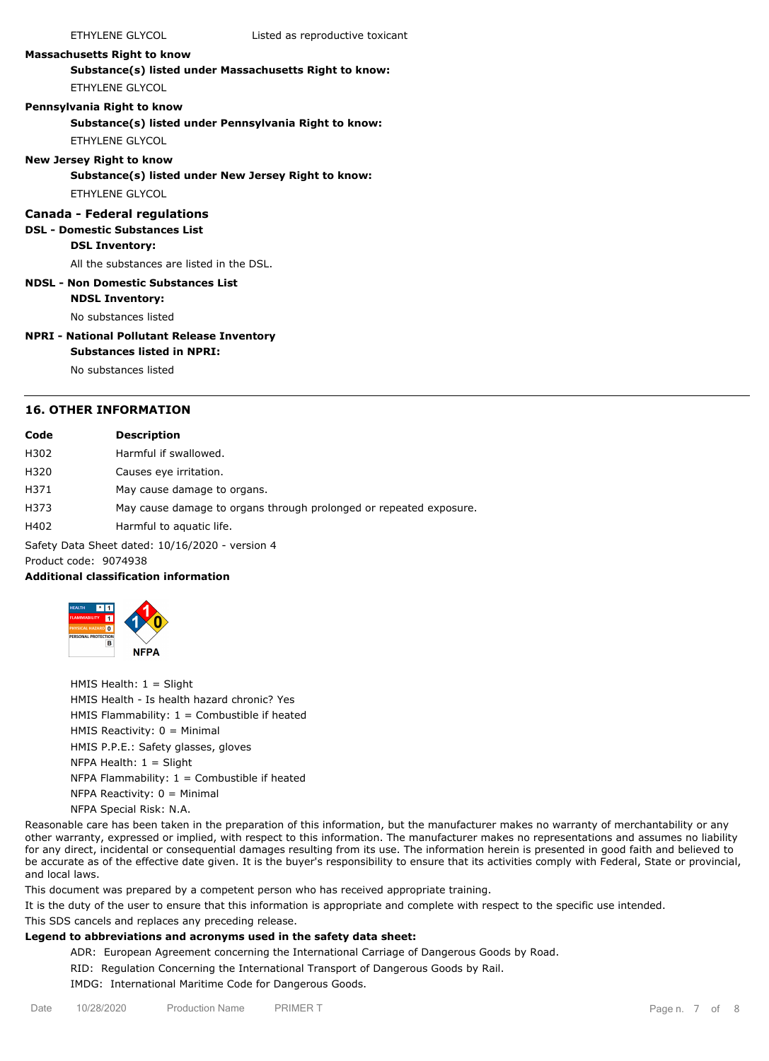ETHYLENE GLYCOL Listed as reproductive toxicant

**Massachusetts Right to know**

**Substance(s) listed under Massachusetts Right to know:**

ETHYLENE GLYCOL

**Pennsylvania Right to know**

**Substance(s) listed under Pennsylvania Right to know:**

ETHYLENE GLYCOL

**New Jersey Right to know**

**Substance(s) listed under New Jersey Right to know:**

ETHYLENE GLYCOL

### Canada - Federal regulations

**DSL - Domestic Substances List**

**DSL Inventory:**

All the substances are listed in the DSL.

**NDSL - Non Domestic Substances List**

**NDSL Inventory:**

No substances listed

**NPRI - National Pollutant Release Inventory**

**Substances listed in NPRI:**

No substances listed

## 16. OTHER INFORMATION

| Code | Description |
|---|---|
| H302 | Harmful if swallowed. |
| H320 | Causes eye irritation. |
| H371 | May cause damage to organs. |
| H373 | May cause damage to organs through prolonged or repeated exposure. |
| H402 | Harmful to aquatic life. |

Safety Data Sheet dated: 10/16/2020 - version 4

Product code: 9074938

**Additional classification information**

HMIS Health: 1 = Slight
HMIS Health - Is health hazard chronic? Yes
HMIS Flammability: 1 = Combustible if heated
HMIS Reactivity: 0 = Minimal
HMIS P.P.E.: Safety glasses, gloves
NFPA Health: 1 = Slight
NFPA Flammability: 1 = Combustible if heated
NFPA Reactivity: 0 = Minimal
NFPA Special Risk: N.A.

Reasonable care has been taken in the preparation of this information, but the manufacturer makes no warranty of merchantability or any other warranty, expressed or implied, with respect to this information. The manufacturer makes no representations and assumes no liability for any direct, incidental or consequential damages resulting from its use. The information herein is presented in good faith and believed to be accurate as of the effective date given. It is the buyer's responsibility to ensure that its activities comply with Federal, State or provincial, and local laws.

This document was prepared by a competent person who has received appropriate training.

It is the duty of the user to ensure that this information is appropriate and complete with respect to the specific use intended.

This SDS cancels and replaces any preceding release.

**Legend to abbreviations and acronyms used in the safety data sheet:**

ADR: European Agreement concerning the International Carriage of Dangerous Goods by Road.
RID: Regulation Concerning the International Transport of Dangerous Goods by Rail.
IMDG: International Maritime Code for Dangerous Goods.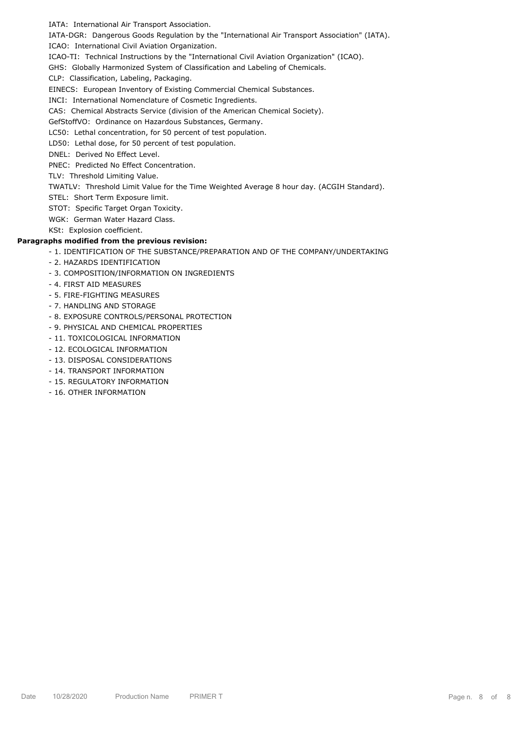IATA: International Air Transport Association.

IATA-DGR: Dangerous Goods Regulation by the "International Air Transport Association" (IATA).

ICAO: International Civil Aviation Organization.

ICAO-TI: Technical Instructions by the "International Civil Aviation Organization" (ICAO).

GHS: Globally Harmonized System of Classification and Labeling of Chemicals.

CLP: Classification, Labeling, Packaging.

EINECS: European Inventory of Existing Commercial Chemical Substances.

INCI: International Nomenclature of Cosmetic Ingredients.

CAS: Chemical Abstracts Service (division of the American Chemical Society).

GefStoffVO: Ordinance on Hazardous Substances, Germany.

LC50: Lethal concentration, for 50 percent of test population.

LD50: Lethal dose, for 50 percent of test population.

DNEL: Derived No Effect Level.

PNEC: Predicted No Effect Concentration.

TLV: Threshold Limiting Value.

TWATLV: Threshold Limit Value for the Time Weighted Average 8 hour day. (ACGIH Standard).

STEL: Short Term Exposure limit.

STOT: Specific Target Organ Toxicity.

WGK: German Water Hazard Class.

KSt: Explosion coefficient.

**Paragraphs modified from the previous revision:**

- 1. IDENTIFICATION OF THE SUBSTANCE/PREPARATION AND OF THE COMPANY/UNDERTAKING
- 2. HAZARDS IDENTIFICATION
- 3. COMPOSITION/INFORMATION ON INGREDIENTS
- 4. FIRST AID MEASURES
- 5. FIRE-FIGHTING MEASURES
- 7. HANDLING AND STORAGE
- 8. EXPOSURE CONTROLS/PERSONAL PROTECTION
- 9. PHYSICAL AND CHEMICAL PROPERTIES
- 11. TOXICOLOGICAL INFORMATION
- 12. ECOLOGICAL INFORMATION
- 13. DISPOSAL CONSIDERATIONS
- 14. TRANSPORT INFORMATION
- 15. REGULATORY INFORMATION
- 16. OTHER INFORMATION